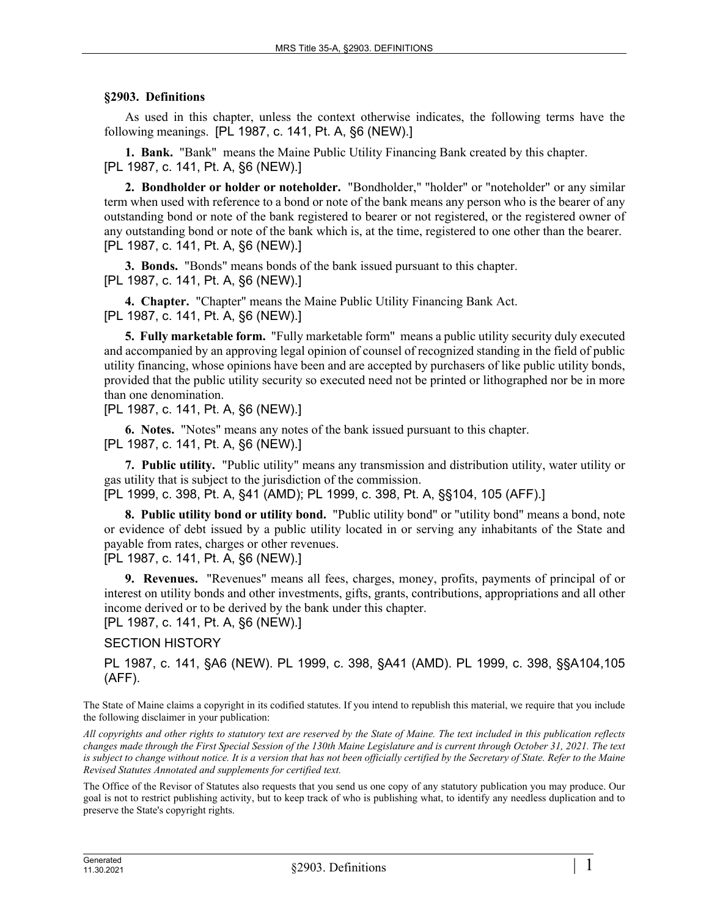## §2903. Definitions

As used in this chapter, unless the context otherwise indicates, the following terms have the following meanings. [PL 1987, c. 141, Pt. A, §6 (NEW).]

**1. Bank.** "Bank" means the Maine Public Utility Financing Bank created by this chapter.
[PL 1987, c. 141, Pt. A, §6 (NEW).]

**2. Bondholder or holder or noteholder.** "Bondholder," "holder" or "noteholder" or any similar term when used with reference to a bond or note of the bank means any person who is the bearer of any outstanding bond or note of the bank registered to bearer or not registered, or the registered owner of any outstanding bond or note of the bank which is, at the time, registered to one other than the bearer.
[PL 1987, c. 141, Pt. A, §6 (NEW).]

**3. Bonds.** "Bonds" means bonds of the bank issued pursuant to this chapter.
[PL 1987, c. 141, Pt. A, §6 (NEW).]

**4. Chapter.** "Chapter" means the Maine Public Utility Financing Bank Act.
[PL 1987, c. 141, Pt. A, §6 (NEW).]

**5. Fully marketable form.** "Fully marketable form" means a public utility security duly executed and accompanied by an approving legal opinion of counsel of recognized standing in the field of public utility financing, whose opinions have been and are accepted by purchasers of like public utility bonds, provided that the public utility security so executed need not be printed or lithographed nor be in more than one denomination.
[PL 1987, c. 141, Pt. A, §6 (NEW).]

**6. Notes.** "Notes" means any notes of the bank issued pursuant to this chapter.
[PL 1987, c. 141, Pt. A, §6 (NEW).]

**7. Public utility.** "Public utility" means any transmission and distribution utility, water utility or gas utility that is subject to the jurisdiction of the commission.
[PL 1999, c. 398, Pt. A, §41 (AMD); PL 1999, c. 398, Pt. A, §§104, 105 (AFF).]

**8. Public utility bond or utility bond.** "Public utility bond" or "utility bond" means a bond, note or evidence of debt issued by a public utility located in or serving any inhabitants of the State and payable from rates, charges or other revenues.
[PL 1987, c. 141, Pt. A, §6 (NEW).]

**9. Revenues.** "Revenues" means all fees, charges, money, profits, payments of principal of or interest on utility bonds and other investments, gifts, grants, contributions, appropriations and all other income derived or to be derived by the bank under this chapter.
[PL 1987, c. 141, Pt. A, §6 (NEW).]

SECTION HISTORY

PL 1987, c. 141, §A6 (NEW). PL 1999, c. 398, §A41 (AMD). PL 1999, c. 398, §§A104,105 (AFF).

The State of Maine claims a copyright in its codified statutes. If you intend to republish this material, we require that you include the following disclaimer in your publication:

*All copyrights and other rights to statutory text are reserved by the State of Maine. The text included in this publication reflects changes made through the First Special Session of the 130th Maine Legislature and is current through October 31, 2021. The text is subject to change without notice. It is a version that has not been officially certified by the Secretary of State. Refer to the Maine Revised Statutes Annotated and supplements for certified text.*

The Office of the Revisor of Statutes also requests that you send us one copy of any statutory publication you may produce. Our goal is not to restrict publishing activity, but to keep track of who is publishing what, to identify any needless duplication and to preserve the State's copyright rights.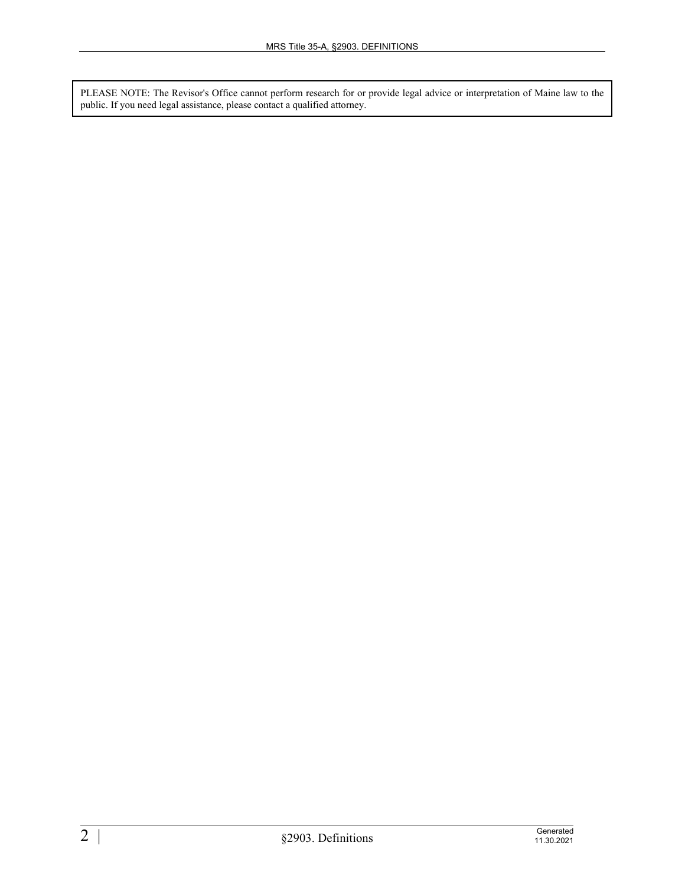PLEASE NOTE: The Revisor's Office cannot perform research for or provide legal advice or interpretation of Maine law to the public. If you need legal assistance, please contact a qualified attorney.